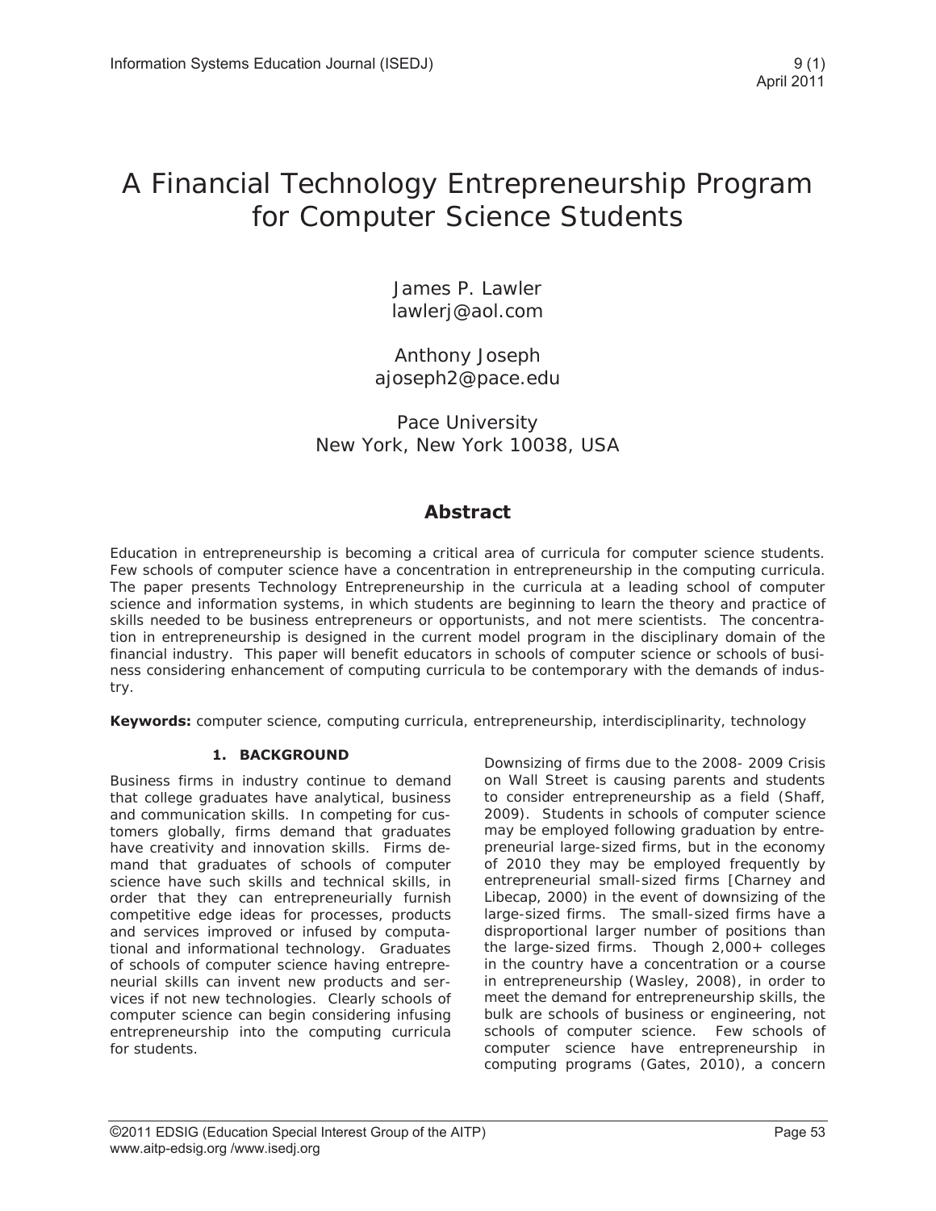# A Financial Technology Entrepreneurship Program for Computer Science Students

James P. Lawler
lawlerj@aol.com

Anthony Joseph
ajoseph2@pace.edu

Pace University
New York, New York 10038, USA

## Abstract

Education in entrepreneurship is becoming a critical area of curricula for computer science students. Few schools of computer science have a concentration in entrepreneurship in the computing curricula. The paper presents Technology Entrepreneurship in the curricula at a leading school of computer science and information systems, in which students are beginning to learn the theory and practice of skills needed to be business entrepreneurs or opportunists, and not mere scientists. The concentration in entrepreneurship is designed in the current model program in the disciplinary domain of the financial industry. This paper will benefit educators in schools of computer science or schools of business considering enhancement of computing curricula to be contemporary with the demands of industry.

**Keywords:** computer science, computing curricula, entrepreneurship, interdisciplinarity, technology

## 1. BACKGROUND

Business firms in industry continue to demand that college graduates have analytical, business and communication skills. In competing for customers globally, firms demand that graduates have creativity and innovation skills. Firms demand that graduates of schools of computer science have such skills and technical skills, in order that they can entrepreneurially furnish competitive edge ideas for processes, products and services improved or infused by computational and informational technology. Graduates of schools of computer science having entrepreneurial skills can invent new products and services if not new technologies. Clearly schools of computer science can begin considering infusing entrepreneurship into the computing curricula for students.

Downsizing of firms due to the 2008- 2009 Crisis on Wall Street is causing parents and students to consider entrepreneurship as a field (Shaff, 2009). Students in schools of computer science may be employed following graduation by entrepreneurial large-sized firms, but in the economy of 2010 they may be employed frequently by entrepreneurial small-sized firms [Charney and Libecap, 2000) in the event of downsizing of the large-sized firms. The small-sized firms have a disproportional larger number of positions than the large-sized firms. Though 2,000+ colleges in the country have a concentration or a course in entrepreneurship (Wasley, 2008), in order to meet the demand for entrepreneurship skills, the bulk are schools of business or engineering, not schools of computer science. Few schools of computer science have entrepreneurship in computing programs (Gates, 2010), a concern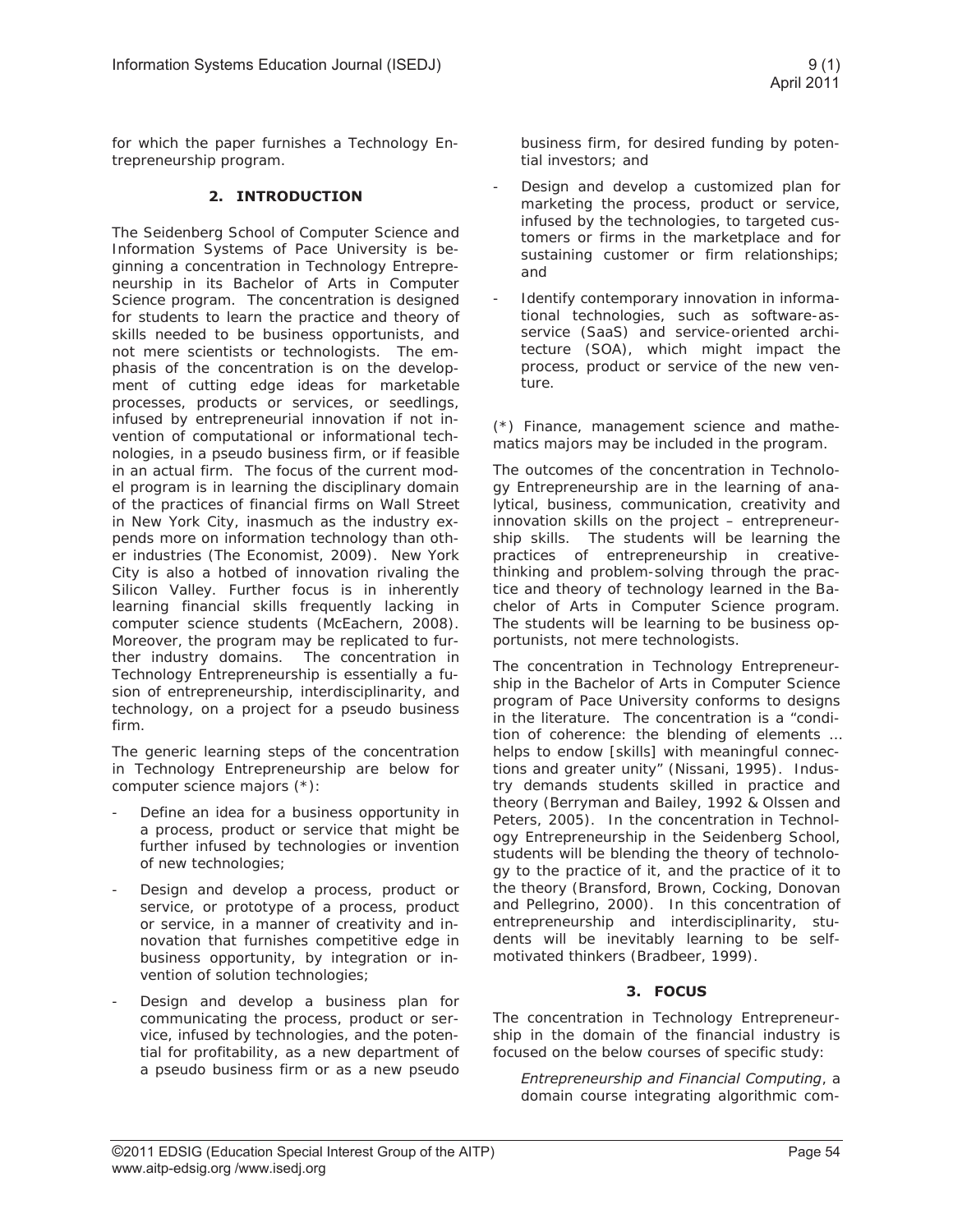for which the paper furnishes a Technology Entrepreneurship program.

## 2. INTRODUCTION

The Seidenberg School of Computer Science and Information Systems of Pace University is beginning a concentration in Technology Entrepreneurship in its Bachelor of Arts in Computer Science program. The concentration is designed for students to learn the practice and theory of skills needed to be business opportunists, and not mere scientists or technologists. The emphasis of the concentration is on the development of cutting edge ideas for marketable processes, products or services, or seedlings, infused by entrepreneurial innovation if not invention of computational or informational technologies, in a pseudo business firm, or if feasible in an actual firm. The focus of the current model program is in learning the disciplinary domain of the practices of financial firms on Wall Street in New York City, inasmuch as the industry expends more on information technology than other industries (The Economist, 2009). New York City is also a hotbed of innovation rivaling the Silicon Valley. Further focus is in inherently learning financial skills frequently lacking in computer science students (McEachern, 2008). Moreover, the program may be replicated to further industry domains. The concentration in Technology Entrepreneurship is essentially a fusion of entrepreneurship, interdisciplinarity, and technology, on a project for a pseudo business firm.

The generic learning steps of the concentration in Technology Entrepreneurship are below for computer science majors (*):

- Define an idea for a business opportunity in a process, product or service that might be further infused by technologies or invention of new technologies;
- Design and develop a process, product or service, or prototype of a process, product or service, in a manner of creativity and innovation that furnishes competitive edge in business opportunity, by integration or invention of solution technologies;
- Design and develop a business plan for communicating the process, product or service, infused by technologies, and the potential for profitability, as a new department of a pseudo business firm or as a new pseudo business firm, for desired funding by potential investors; and
- Design and develop a customized plan for marketing the process, product or service, infused by the technologies, to targeted customers or firms in the marketplace and for sustaining customer or firm relationships; and
- Identify contemporary innovation in informational technologies, such as software-as-service (SaaS) and service-oriented architecture (SOA), which might impact the process, product or service of the new venture.

(*) Finance, management science and mathematics majors may be included in the program.

The outcomes of the concentration in Technology Entrepreneurship are in the learning of analytical, business, communication, creativity and innovation skills on the project – entrepreneurship skills. The students will be learning the practices of entrepreneurship in creative-thinking and problem-solving through the practice and theory of technology learned in the Bachelor of Arts in Computer Science program. The students will be learning to be business opportunists, not mere technologists.

The concentration in Technology Entrepreneurship in the Bachelor of Arts in Computer Science program of Pace University conforms to designs in the literature. The concentration is a "condition of coherence: the blending of elements … helps to endow [skills] with meaningful connections and greater unity" (Nissani, 1995). Industry demands students skilled in practice and theory (Berryman and Bailey, 1992 & Olssen and Peters, 2005). In the concentration in Technology Entrepreneurship in the Seidenberg School, students will be blending the theory of technology to the practice of it, and the practice of it to the theory (Bransford, Brown, Cocking, Donovan and Pellegrino, 2000). In this concentration of entrepreneurship and interdisciplinarity, students will be inevitably learning to be self-motivated thinkers (Bradbeer, 1999).

## 3. FOCUS

The concentration in Technology Entrepreneurship in the domain of the financial industry is focused on the below courses of specific study:

*Entrepreneurship and Financial Computing*, a domain course integrating algorithmic com-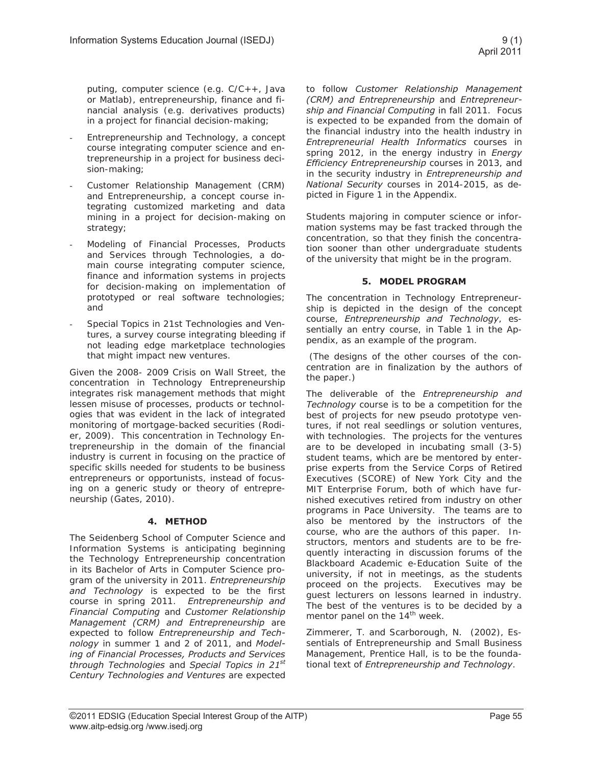puting, computer science (e.g. C/C++, Java or Matlab), entrepreneurship, finance and financial analysis (e.g. derivatives products) in a project for financial decision-making;

- Entrepreneurship and Technology, a concept course integrating computer science and entrepreneurship in a project for business decision-making;
- Customer Relationship Management (CRM) and Entrepreneurship, a concept course integrating customized marketing and data mining in a project for decision-making on strategy;
- Modeling of Financial Processes, Products and Services through Technologies, a domain course integrating computer science, finance and information systems in projects for decision-making on implementation of prototyped or real software technologies; and
- Special Topics in 21st Technologies and Ventures, a survey course integrating bleeding if not leading edge marketplace technologies that might impact new ventures.

Given the 2008- 2009 Crisis on Wall Street, the concentration in Technology Entrepreneurship integrates risk management methods that might lessen misuse of processes, products or technologies that was evident in the lack of integrated monitoring of mortgage-backed securities (Rodier, 2009). This concentration in Technology Entrepreneurship in the domain of the financial industry is current in focusing on the practice of specific skills needed for students to be business entrepreneurs or opportunists, instead of focusing on a generic study or theory of entrepreneurship (Gates, 2010).

## 4. METHOD

The Seidenberg School of Computer Science and Information Systems is anticipating beginning the Technology Entrepreneurship concentration in its Bachelor of Arts in Computer Science program of the university in 2011. *Entrepreneurship and Technology* is expected to be the first course in spring 2011. *Entrepreneurship and Financial Computing* and *Customer Relationship Management (CRM) and Entrepreneurship* are expected to follow *Entrepreneurship and Technology* in summer 1 and 2 of 2011, and *Modeling of Financial Processes, Products and Services through Technologies* and *Special Topics in 21st Century Technologies and Ventures* are expected to follow *Customer Relationship Management (CRM) and Entrepreneurship* and *Entrepreneurship and Financial Computing* in fall 2011. Focus is expected to be expanded from the domain of the financial industry into the health industry in *Entrepreneurial Health Informatics* courses in spring 2012, in the energy industry in *Energy Efficiency Entrepreneurship* courses in 2013, and in the security industry in *Entrepreneurship and National Security* courses in 2014-2015, as depicted in Figure 1 in the Appendix.

Students majoring in computer science or information systems may be fast tracked through the concentration, so that they finish the concentration sooner than other undergraduate students of the university that might be in the program.

## 5. MODEL PROGRAM

The concentration in Technology Entrepreneurship is depicted in the design of the concept course, *Entrepreneurship and Technology*, essentially an entry course, in Table 1 in the Appendix, as an example of the program.

(The designs of the other courses of the concentration are in finalization by the authors of the paper.)

The deliverable of the *Entrepreneurship and Technology* course is to be a competition for the best of projects for new pseudo prototype ventures, if not real seedlings or solution ventures, with technologies. The projects for the ventures are to be developed in incubating small (3-5) student teams, which are be mentored by enterprise experts from the Service Corps of Retired Executives (SCORE) of New York City and the MIT Enterprise Forum, both of which have furnished executives retired from industry on other programs in Pace University. The teams are to also be mentored by the instructors of the course, who are the authors of this paper. Instructors, mentors and students are to be frequently interacting in discussion forums of the Blackboard Academic e-Education Suite of the university, if not in meetings, as the students proceed on the projects. Executives may be guest lecturers on lessons learned in industry. The best of the ventures is to be decided by a mentor panel on the 14th week.

Zimmerer, T. and Scarborough, N. (2002), Essentials of Entrepreneurship and Small Business Management, Prentice Hall, is to be the foundational text of *Entrepreneurship and Technology*.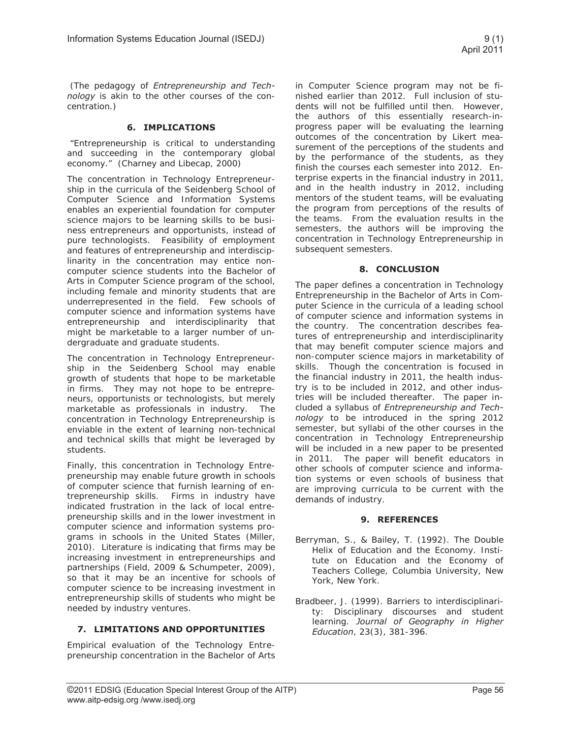(The pedagogy of *Entrepreneurship and Technology* is akin to the other courses of the concentration.)

## 6. IMPLICATIONS

"Entrepreneurship is critical to understanding and succeeding in the contemporary global economy." (Charney and Libecap, 2000)

The concentration in Technology Entrepreneurship in the curricula of the Seidenberg School of Computer Science and Information Systems enables an experiential foundation for computer science majors to be learning skills to be business entrepreneurs and opportunists, instead of pure technologists. Feasibility of employment and features of entrepreneurship and interdisciplinarity in the concentration may entice non-computer science students into the Bachelor of Arts in Computer Science program of the school, including female and minority students that are underrepresented in the field. Few schools of computer science and information systems have entrepreneurship and interdisciplinarity that might be marketable to a larger number of undergraduate and graduate students.

The concentration in Technology Entrepreneurship in the Seidenberg School may enable growth of students that hope to be marketable in firms. They may not hope to be entrepreneurs, opportunists or technologists, but merely marketable as professionals in industry. The concentration in Technology Entrepreneurship is enviable in the extent of learning non-technical and technical skills that might be leveraged by students.

Finally, this concentration in Technology Entrepreneurship may enable future growth in schools of computer science that furnish learning of entrepreneurship skills. Firms in industry have indicated frustration in the lack of local entrepreneurship skills and in the lower investment in computer science and information systems programs in schools in the United States (Miller, 2010). Literature is indicating that firms may be increasing investment in entrepreneurships and partnerships (Field, 2009 & Schumpeter, 2009), so that it may be an incentive for schools of computer science to be increasing investment in entrepreneurship skills of students who might be needed by industry ventures.

## 7. LIMITATIONS AND OPPORTUNITIES

Empirical evaluation of the Technology Entrepreneurship concentration in the Bachelor of Arts in Computer Science program may not be finished earlier than 2012. Full inclusion of students will not be fulfilled until then. However, the authors of this essentially research-in-progress paper will be evaluating the learning outcomes of the concentration by Likert measurement of the perceptions of the students and by the performance of the students, as they finish the courses each semester into 2012. Enterprise experts in the financial industry in 2011, and in the health industry in 2012, including mentors of the student teams, will be evaluating the program from perceptions of the results of the teams. From the evaluation results in the semesters, the authors will be improving the concentration in Technology Entrepreneurship in subsequent semesters.

## 8. CONCLUSION

The paper defines a concentration in Technology Entrepreneurship in the Bachelor of Arts in Computer Science in the curricula of a leading school of computer science and information systems in the country. The concentration describes features of entrepreneurship and interdisciplinarity that may benefit computer science majors and non-computer science majors in marketability of skills. Though the concentration is focused in the financial industry in 2011, the health industry is to be included in 2012, and other industries will be included thereafter. The paper included a syllabus of *Entrepreneurship and Technology* to be introduced in the spring 2012 semester, but syllabi of the other courses in the concentration in Technology Entrepreneurship will be included in a new paper to be presented in 2011. The paper will benefit educators in other schools of computer science and information systems or even schools of business that are improving curricula to be current with the demands of industry.

## 9. REFERENCES

Berryman, S., & Bailey, T. (1992). The Double Helix of Education and the Economy. Institute on Education and the Economy of Teachers College, Columbia University, New York, New York.

Bradbeer, J. (1999). Barriers to interdisciplinarity: Disciplinary discourses and student learning. *Journal of Geography in Higher Education*, 23(3), 381-396.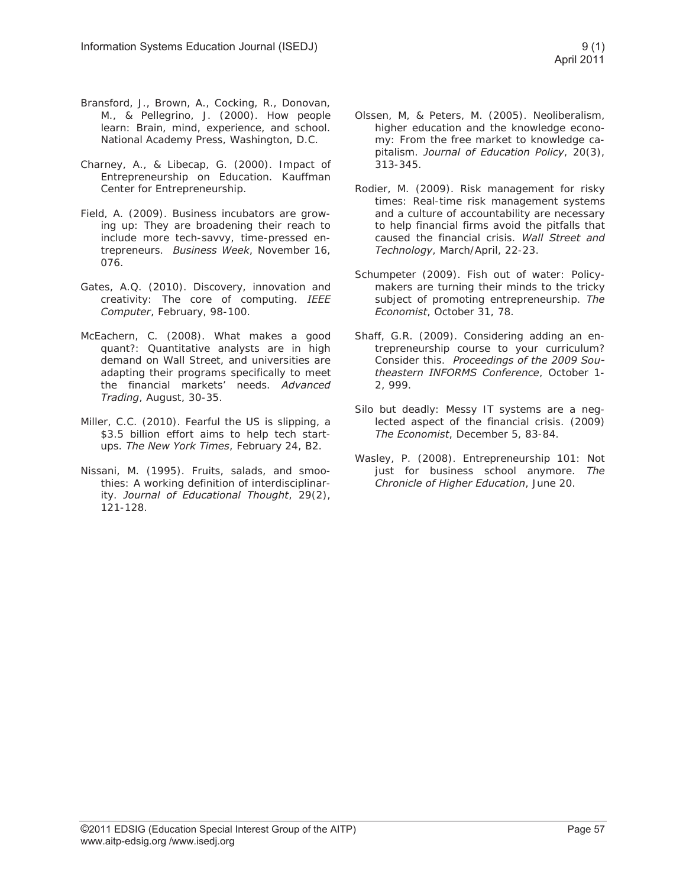Bransford, J., Brown, A., Cocking, R., Donovan, M., & Pellegrino, J. (2000). How people learn: Brain, mind, experience, and school. National Academy Press, Washington, D.C.

Charney, A., & Libecap, G. (2000). Impact of Entrepreneurship on Education. Kauffman Center for Entrepreneurship.

Field, A. (2009). Business incubators are growing up: They are broadening their reach to include more tech-savvy, time-pressed entrepreneurs. *Business Week*, November 16, 076.

Gates, A.Q. (2010). Discovery, innovation and creativity: The core of computing. *IEEE Computer*, February, 98-100.

McEachern, C. (2008). What makes a good quant?: Quantitative analysts are in high demand on Wall Street, and universities are adapting their programs specifically to meet the financial markets' needs. *Advanced Trading*, August, 30-35.

Miller, C.C. (2010). Fearful the US is slipping, a $3.5 billion effort aims to help tech startups. *The New York Times*, February 24, B2.

Nissani, M. (1995). Fruits, salads, and smoothies: A working definition of interdisciplinarity. *Journal of Educational Thought*, 29(2), 121-128.

Olssen, M, & Peters, M. (2005). Neoliberalism, higher education and the knowledge economy: From the free market to knowledge capitalism. *Journal of Education Policy*, 20(3), 313-345.

Rodier, M. (2009). Risk management for risky times: Real-time risk management systems and a culture of accountability are necessary to help financial firms avoid the pitfalls that caused the financial crisis. *Wall Street and Technology*, March/April, 22-23.

Schumpeter (2009). Fish out of water: Policymakers are turning their minds to the tricky subject of promoting entrepreneurship. *The Economist*, October 31, 78.

Shaff, G.R. (2009). Considering adding an entrepreneurship course to your curriculum? Consider this. *Proceedings of the 2009 Southeastern INFORMS Conference*, October 1-2, 999.

Silo but deadly: Messy IT systems are a neglected aspect of the financial crisis. (2009) *The Economist*, December 5, 83-84.

Wasley, P. (2008). Entrepreneurship 101: Not just for business school anymore. *The Chronicle of Higher Education*, June 20.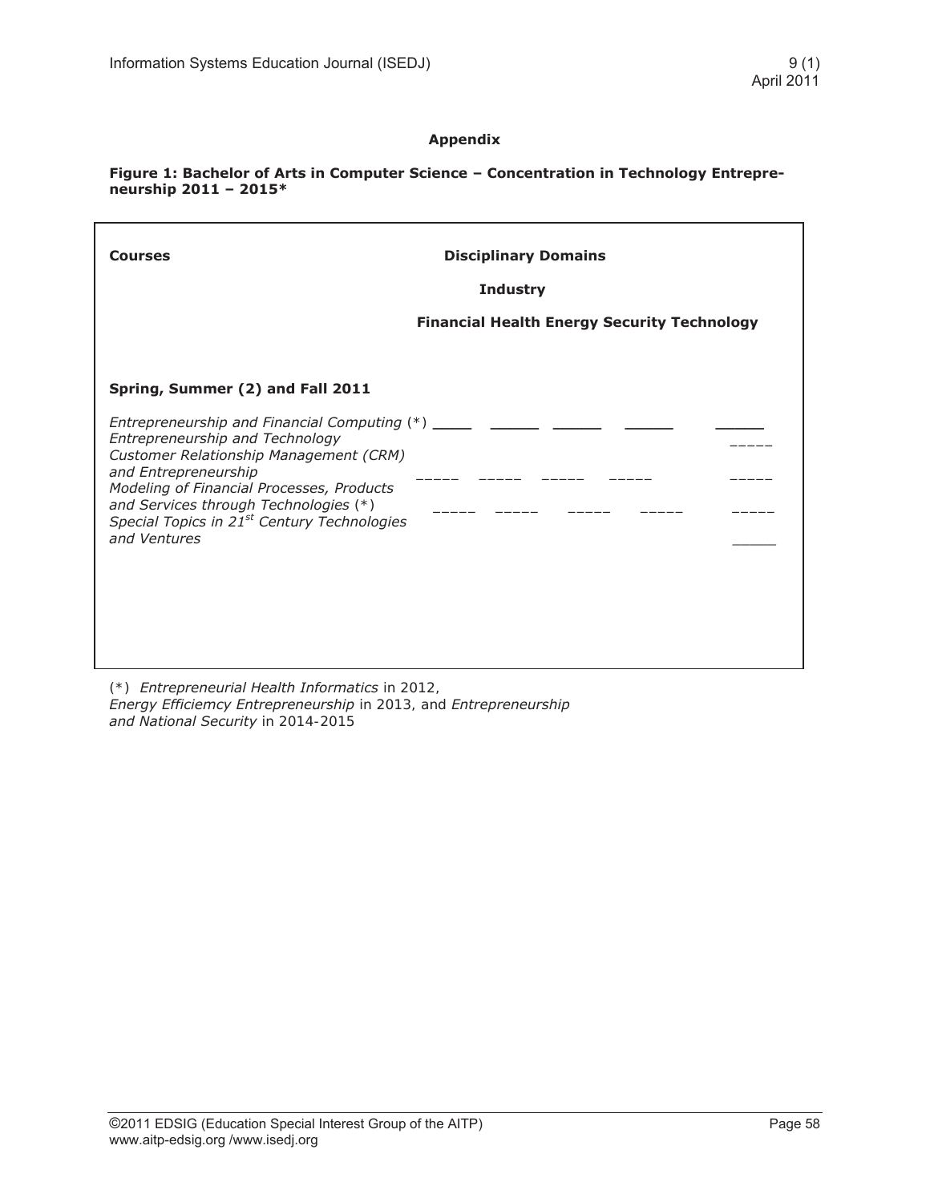## Appendix

**Figure 1: Bachelor of Arts in Computer Science – Concentration in Technology Entrepreneurship 2011 – 2015***

| Courses | Disciplinary Domains | | | | |
|---|---|---|---|---|---|
| | Industry | | | | |
| | Financial | Health | Energy | Security | Technology |
| **Spring, Summer (2) and Fall 2011** | | | | | |
| *Entrepreneurship and Financial Computing* (*) | _____ | _____ | _____ | _____ | _____ |
| *Entrepreneurship and Technology* | | | | | _____ |
| *Customer Relationship Management (CRM) and Entrepreneurship* | _____ | _____ | _____ | _____ | _____ |
| *Modeling of Financial Processes, Products and Services through Technologies* (*) | _____ | _____ | _____ | _____ | _____ |
| *Special Topics in 21st Century Technologies and Ventures* | | | | | _____ |

(*) *Entrepreneurial Health Informatics* in 2012, *Energy Efficiemcy Entrepreneurship* in 2013, and *Entrepreneurship and National Security* in 2014-2015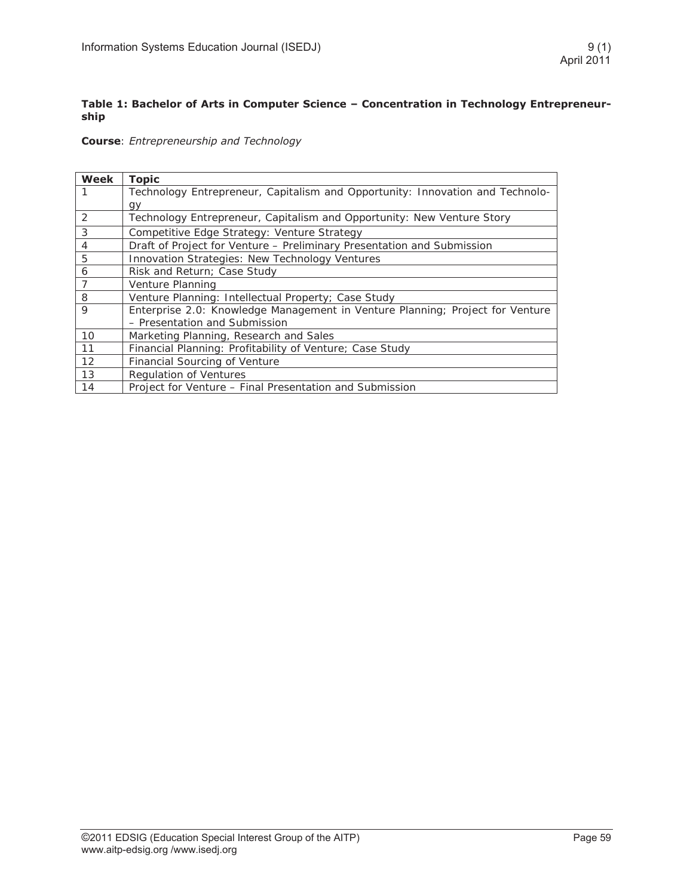**Table 1: Bachelor of Arts in Computer Science – Concentration in Technology Entrepreneurship**

**Course**: *Entrepreneurship and Technology*

| Week | Topic |
| --- | --- |
| 1 | Technology Entrepreneur, Capitalism and Opportunity: Innovation and Technology |
| 2 | Technology Entrepreneur, Capitalism and Opportunity: New Venture Story |
| 3 | Competitive Edge Strategy: Venture Strategy |
| 4 | Draft of Project for Venture – Preliminary Presentation and Submission |
| 5 | Innovation Strategies: New Technology Ventures |
| 6 | Risk and Return; Case Study |
| 7 | Venture Planning |
| 8 | Venture Planning: Intellectual Property; Case Study |
| 9 | Enterprise 2.0: Knowledge Management in Venture Planning; Project for Venture – Presentation and Submission |
| 10 | Marketing Planning, Research and Sales |
| 11 | Financial Planning: Profitability of Venture; Case Study |
| 12 | Financial Sourcing of Venture |
| 13 | Regulation of Ventures |
| 14 | Project for Venture – Final Presentation and Submission |